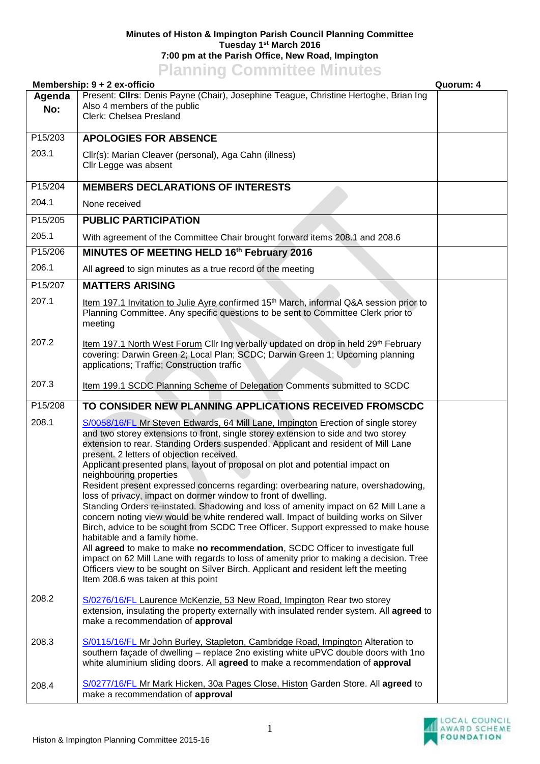**Minutes of Histon & Impington Parish Council Planning Committee**
**Tuesday 1st March 2016**
**7:00 pm at the Parish Office, New Road, Impington**

# Planning Committee Minutes

**Membership: 9 + 2 ex-officio** **Quorum: 4**

| Agenda No: | Present: **Cllrs**: Denis Payne (Chair), Josephine Teague, Christine Hertoghe, Brian Ing<br>Also 4 members of the public<br>Clerk: Chelsea Presland | |
|---|---|---|
| P15/203 | **APOLOGIES FOR ABSENCE** | |
| 203.1 | Cllr(s): Marian Cleaver (personal), Aga Cahn (illness)<br>Cllr Legge was absent | |
| P15/204 | **MEMBERS DECLARATIONS OF INTERESTS** | |
| 204.1 | None received | |
| P15/205 | **PUBLIC PARTICIPATION** | |
| 205.1 | With agreement of the Committee Chair brought forward items 208.1 and 208.6 | |
| P15/206 | **MINUTES OF MEETING HELD 16th February 2016** | |
| 206.1 | All **agreed** to sign minutes as a true record of the meeting | |
| P15/207 | **MATTERS ARISING** | |
| 207.1 | Item 197.1 Invitation to Julie Ayre confirmed 15th March, informal Q&A session prior to Planning Committee. Any specific questions to be sent to Committee Clerk prior to meeting | |
| 207.2 | Item 197.1 North West Forum Cllr Ing verbally updated on drop in held 29th February covering: Darwin Green 2; Local Plan; SCDC; Darwin Green 1; Upcoming planning applications; Traffic; Construction traffic | |
| 207.3 | Item 199.1 SCDC Planning Scheme of Delegation Comments submitted to SCDC | |
| P15/208 | **TO CONSIDER NEW PLANNING APPLICATIONS RECEIVED FROMSCDC** | |
| 208.1 | S/0058/16/FL Mr Steven Edwards, 64 Mill Lane, Impington Erection of single storey and two storey extensions to front, single storey extension to side and two storey extension to rear. Standing Orders suspended. Applicant and resident of Mill Lane present. 2 letters of objection received.<br>Applicant presented plans, layout of proposal on plot and potential impact on neighbouring properties<br>Resident present expressed concerns regarding: overbearing nature, overshadowing, loss of privacy, impact on dormer window to front of dwelling.<br>Standing Orders re-instated. Shadowing and loss of amenity impact on 62 Mill Lane a concern noting view would be white rendered wall. Impact of building works on Silver Birch, advice to be sought from SCDC Tree Officer. Support expressed to make house habitable and a family home.<br>All **agreed** to make to make **no recommendation**, SCDC Officer to investigate full impact on 62 Mill Lane with regards to loss of amenity prior to making a decision. Tree Officers view to be sought on Silver Birch. Applicant and resident left the meeting<br>Item 208.6 was taken at this point | |
| 208.2 | S/0276/16/FL Laurence McKenzie, 53 New Road, Impington Rear two storey extension, insulating the property externally with insulated render system. All **agreed** to make a recommendation of **approval** | |
| 208.3 | S/0115/16/FL Mr John Burley, Stapleton, Cambridge Road, Impington Alteration to southern façade of dwelling – replace 2no existing white uPVC double doors with 1no white aluminium sliding doors. All **agreed** to make a recommendation of **approval** | |
| 208.4 | S/0277/16/FL Mr Mark Hicken, 30a Pages Close, Histon Garden Store. All **agreed** to make a recommendation of **approval** | |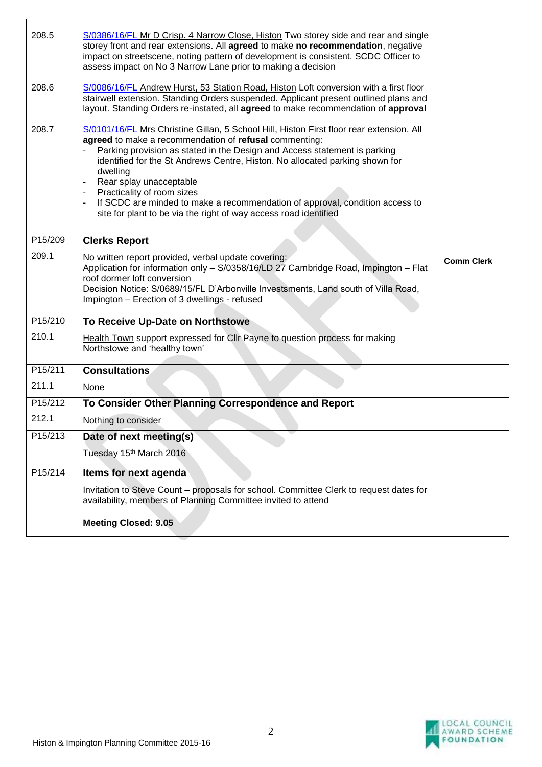| | | |
|---|---|---|
| 208.5 | S/0386/16/FL Mr D Crisp. 4 Narrow Close, Histon Two storey side and rear and single storey front and rear extensions. All **agreed** to make **no recommendation**, negative impact on streetscene, noting pattern of development is consistent. SCDC Officer to assess impact on No 3 Narrow Lane prior to making a decision | |
| 208.6 | S/0086/16/FL Andrew Hurst, 53 Station Road, Histon Loft conversion with a first floor stairwell extension. Standing Orders suspended. Applicant present outlined plans and layout. Standing Orders re-instated, all **agreed** to make recommendation of **approval** | |
| 208.7 | S/0101/16/FL Mrs Christine Gillan, 5 School Hill, Histon First floor rear extension. All **agreed** to make a recommendation of **refusal** commenting:<br>- Parking provision as stated in the Design and Access statement is parking identified for the St Andrews Centre, Histon. No allocated parking shown for dwelling<br>- Rear splay unacceptable<br>- Practicality of room sizes<br>- If SCDC are minded to make a recommendation of approval, condition access to site for plant to be via the right of way access road identified | |
| P15/209 | **Clerks Report** | |
| 209.1 | No written report provided, verbal update covering:<br>Application for information only – S/0358/16/LD 27 Cambridge Road, Impington – Flat roof dormer loft conversion<br>Decision Notice: S/0689/15/FL D'Arbonville Investsments, Land south of Villa Road, Impington – Erection of 3 dwellings - refused | **Comm Clerk** |
| P15/210 | **To Receive Up-Date on Northstowe** | |
| 210.1 | Health Town support expressed for Cllr Payne to question process for making Northstowe and 'healthy town' | |
| P15/211 | **Consultations** | |
| 211.1 | None | |
| P15/212 | **To Consider Other Planning Correspondence and Report** | |
| 212.1 | Nothing to consider | |
| P15/213 | **Date of next meeting(s)**<br>Tuesday 15th March 2016 | |
| P15/214 | **Items for next agenda**<br>Invitation to Steve Count – proposals for school. Committee Clerk to request dates for availability, members of Planning Committee invited to attend | |
| | **Meeting Closed: 9.05** | |

Histon & Impington Planning Committee 2015-16